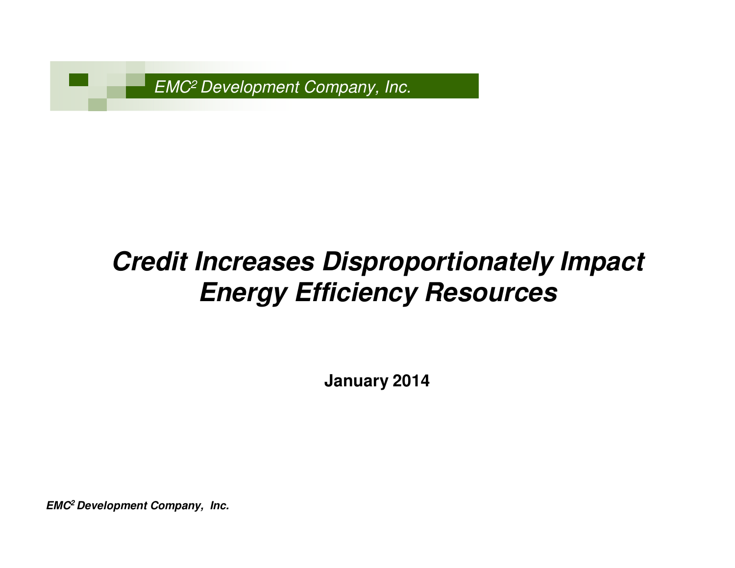*EMC$^2$ Development Company, Inc.*

# *Credit Increases Disproportionately Impact Energy Efficiency Resources*

**January 2014**

***EMC$^2$ Development Company, Inc.***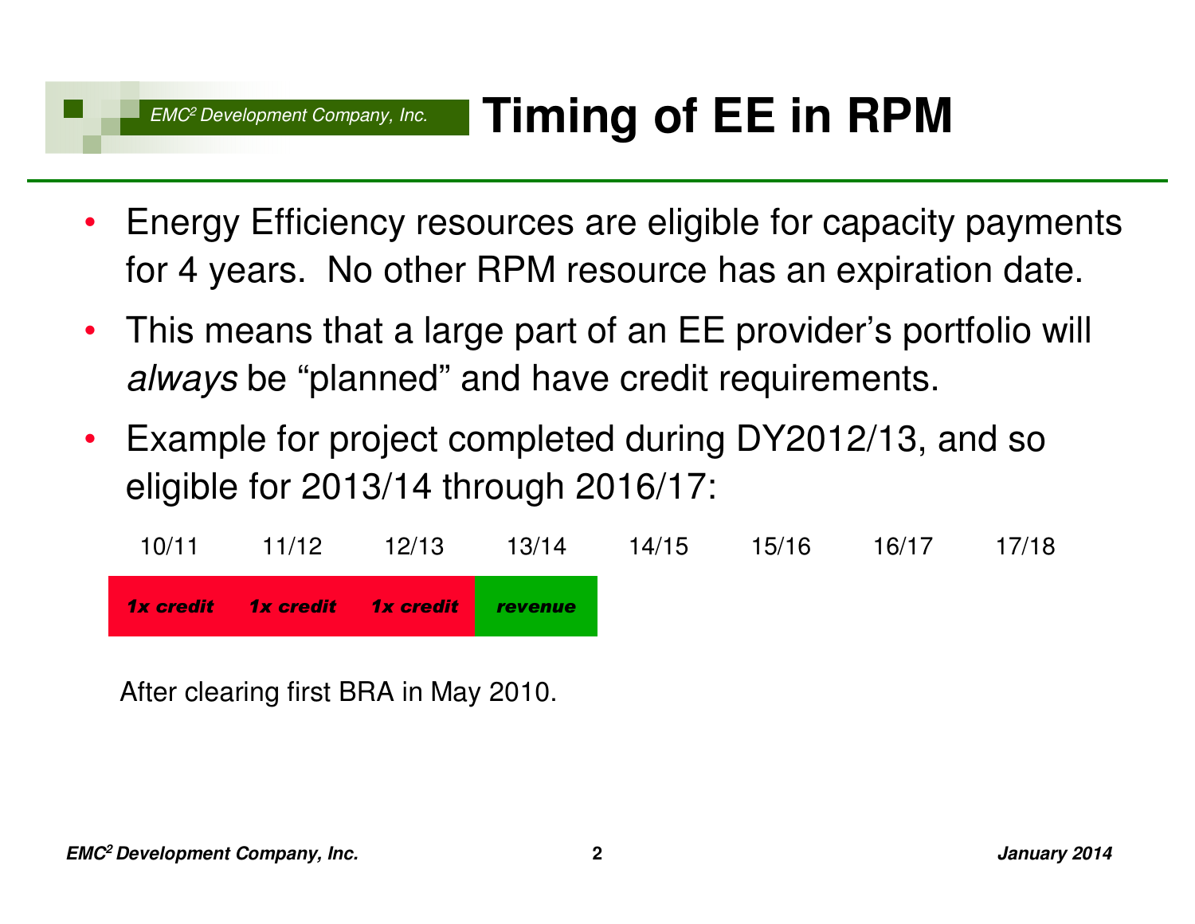# Timing of EE in RPM

- Energy Efficiency resources are eligible for capacity payments for 4 years. No other RPM resource has an expiration date.
- This means that a large part of an EE provider's portfolio will *always* be "planned" and have credit requirements.
- Example for project completed during DY2012/13, and so eligible for 2013/14 through 2016/17:

| 10/11 | 11/12 | 12/13 | 13/14 | 14/15 | 15/16 | 16/17 | 17/18 |
|---|---|---|---|---|---|---|---|
| ***1x credit*** | ***1x credit*** | ***1x credit*** | ***revenue*** | | | | |

After clearing first BRA in May 2010.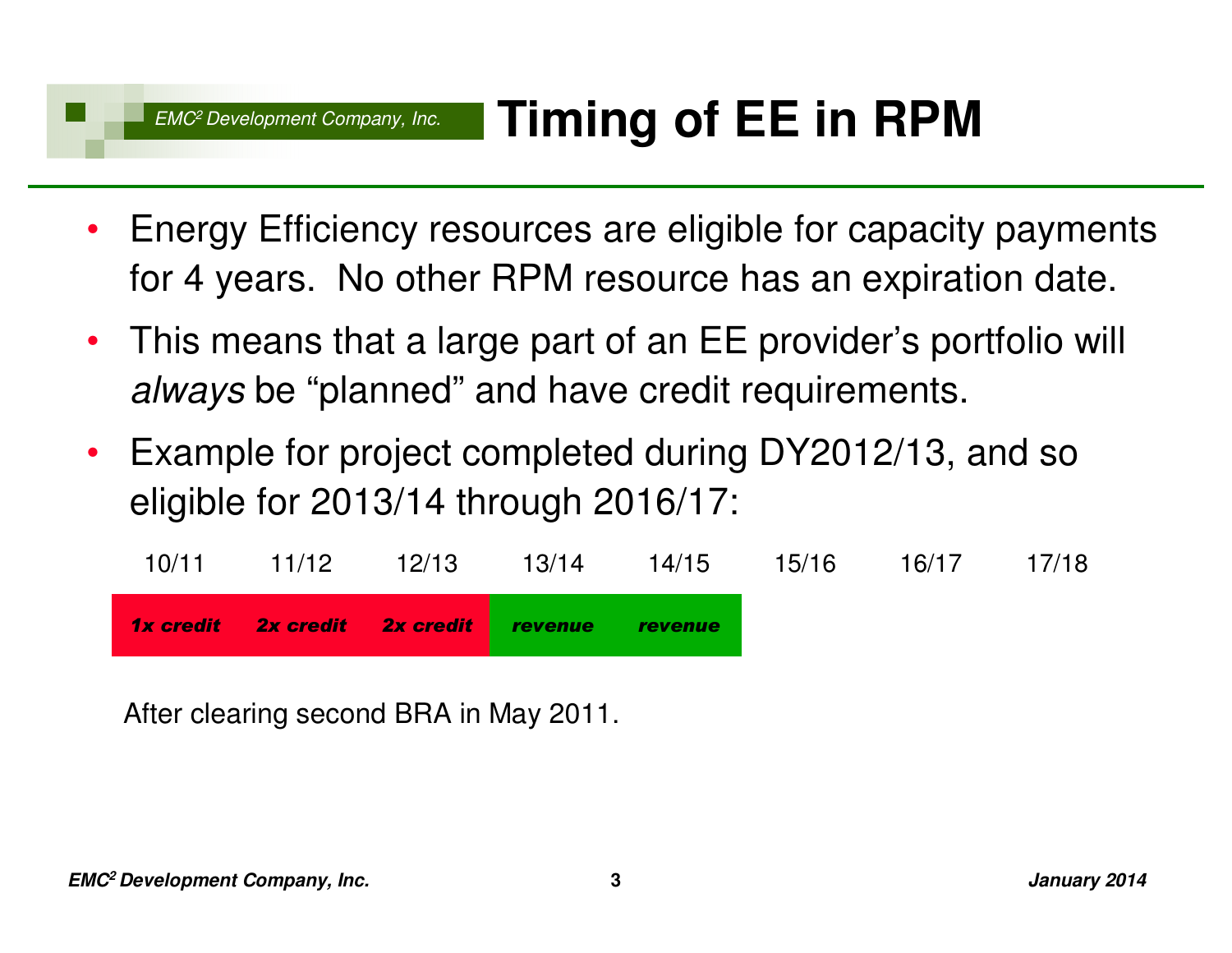# Timing of EE in RPM

- Energy Efficiency resources are eligible for capacity payments for 4 years. No other RPM resource has an expiration date.
- This means that a large part of an EE provider's portfolio will *always* be "planned" and have credit requirements.
- Example for project completed during DY2012/13, and so eligible for 2013/14 through 2016/17:

| 10/11 | 11/12 | 12/13 | 13/14 | 14/15 | 15/16 | 16/17 | 17/18 |
|---|---|---|---|---|---|---|---|
| ***1x credit*** | ***2x credit*** | ***2x credit*** | ***revenue*** | ***revenue*** | | | |

After clearing second BRA in May 2011.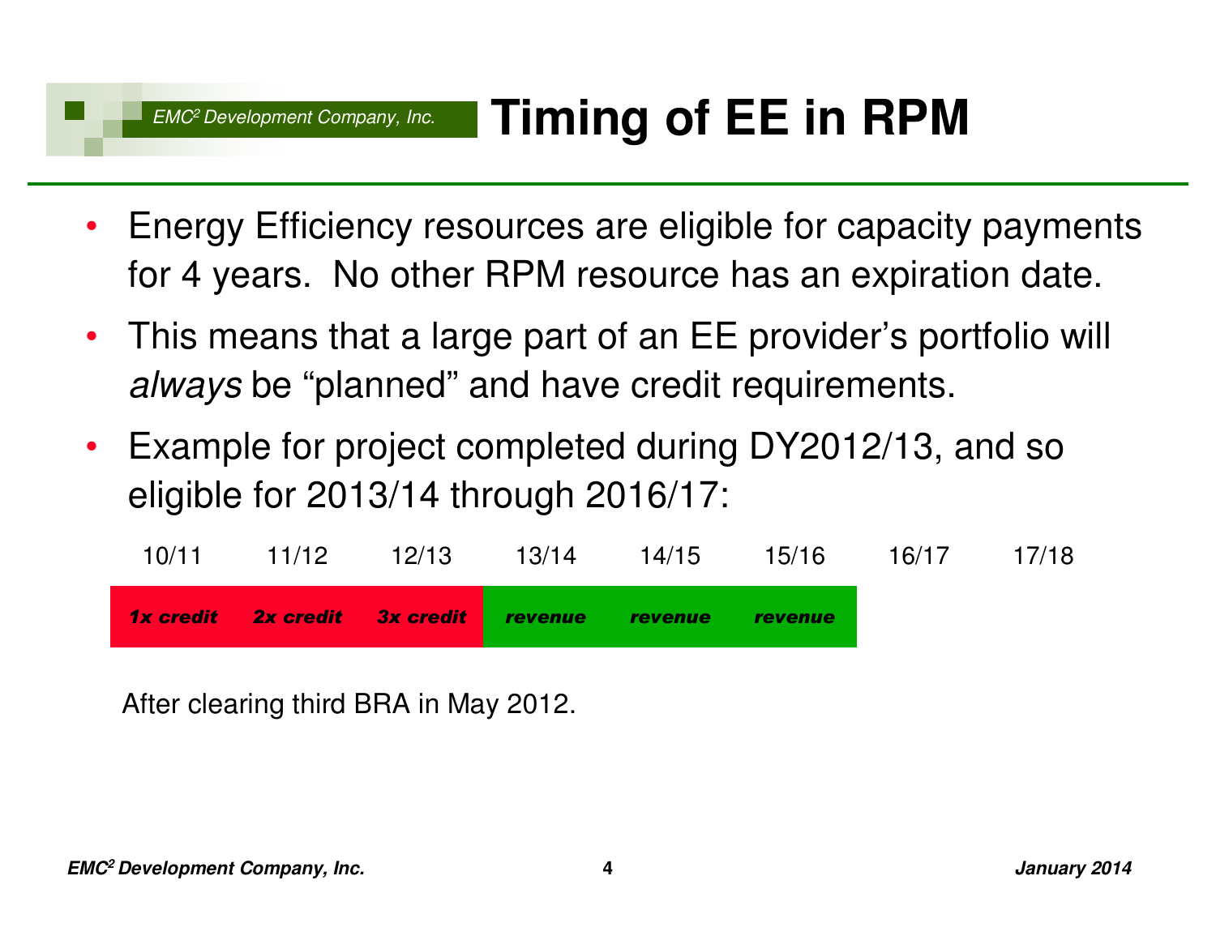# Timing of EE in RPM

- Energy Efficiency resources are eligible for capacity payments for 4 years. No other RPM resource has an expiration date.
- This means that a large part of an EE provider's portfolio will *always* be "planned" and have credit requirements.
- Example for project completed during DY2012/13, and so eligible for 2013/14 through 2016/17:

| 10/11 | 11/12 | 12/13 | 13/14 | 14/15 | 15/16 | 16/17 | 17/18 |
|---|---|---|---|---|---|---|---|
| ***1x credit*** | ***2x credit*** | ***3x credit*** | ***revenue*** | ***revenue*** | ***revenue*** | | |

After clearing third BRA in May 2012.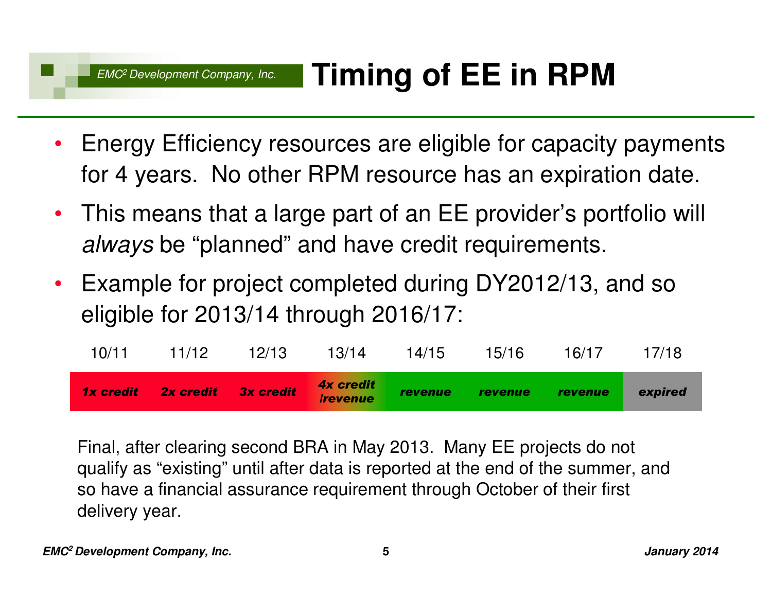# Timing of EE in RPM

- Energy Efficiency resources are eligible for capacity payments for 4 years. No other RPM resource has an expiration date.
- This means that a large part of an EE provider's portfolio will *always* be "planned" and have credit requirements.
- Example for project completed during DY2012/13, and so eligible for 2013/14 through 2016/17:

| 10/11 | 11/12 | 12/13 | 13/14 | 14/15 | 15/16 | 16/17 | 17/18 |
|---|---|---|---|---|---|---|---|
| ***1x credit*** | ***2x credit*** | ***3x credit*** | ***4x credit /revenue*** | ***revenue*** | ***revenue*** | ***revenue*** | ***expired*** |

Final, after clearing second BRA in May 2013. Many EE projects do not qualify as "existing" until after data is reported at the end of the summer, and so have a financial assurance requirement through October of their first delivery year.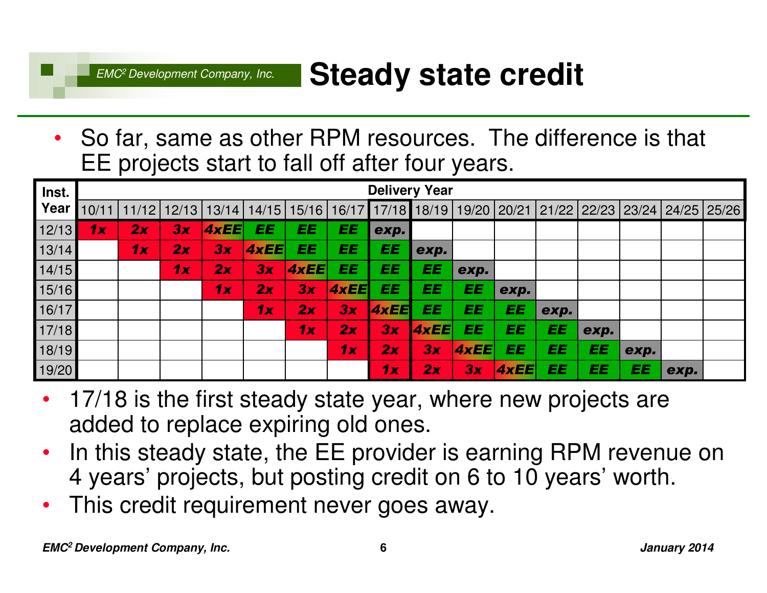# Steady state credit

- So far, same as other RPM resources. The difference is that EE projects start to fall off after four years.

| Inst. Year | Delivery Year | | | | | | | | | | | | | | | |
|---|---|---|---|---|---|---|---|---|---|---|---|---|---|---|---|---|
| | 10/11 | 11/12 | 12/13 | 13/14 | 14/15 | 15/16 | 16/17 | 17/18 | 18/19 | 19/20 | 20/21 | 21/22 | 22/23 | 23/24 | 24/25 | 25/26 |
| 12/13 | 1x | 2x | 3x | 4xEE | EE | EE | EE | exp. | | | | | | | | |
| 13/14 | | 1x | 2x | 3x | 4xEE | EE | EE | EE | exp. | | | | | | | |
| 14/15 | | | 1x | 2x | 3x | 4xEE | EE | EE | EE | exp. | | | | | | |
| 15/16 | | | | 1x | 2x | 3x | 4xEE | EE | EE | EE | exp. | | | | | |
| 16/17 | | | | | 1x | 2x | 3x | 4xEE | EE | EE | EE | exp. | | | | |
| 17/18 | | | | | | 1x | 2x | 3x | 4xEE | EE | EE | EE | exp. | | | |
| 18/19 | | | | | | | 1x | 2x | 3x | 4xEE | EE | EE | EE | exp. | | |
| 19/20 | | | | | | | | 1x | 2x | 3x | 4xEE | EE | EE | EE | exp. | |

- 17/18 is the first steady state year, where new projects are added to replace expiring old ones.
- In this steady state, the EE provider is earning RPM revenue on 4 years' projects, but posting credit on 6 to 10 years' worth.
- This credit requirement never goes away.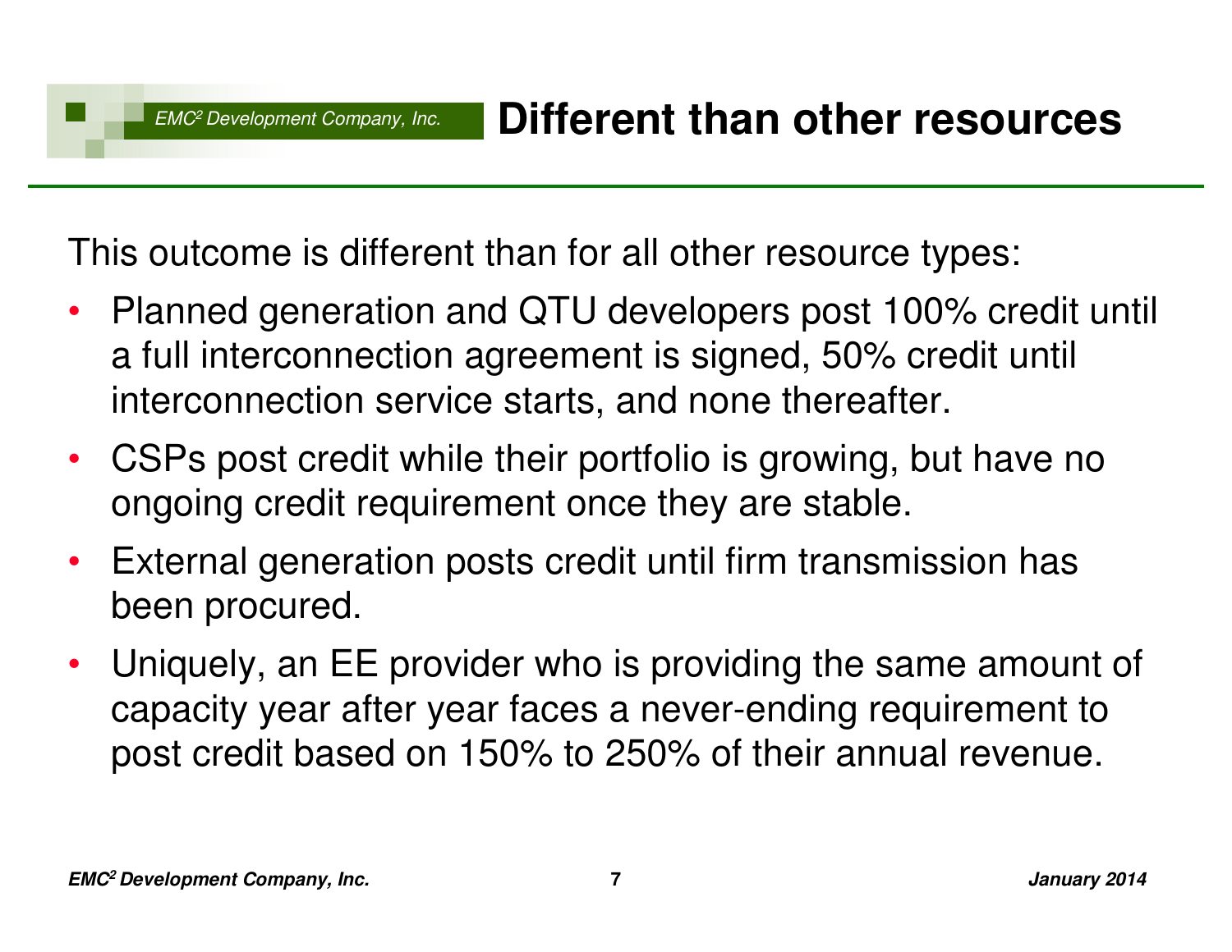# Different than other resources

This outcome is different than for all other resource types:

- Planned generation and QTU developers post 100% credit until a full interconnection agreement is signed, 50% credit until interconnection service starts, and none thereafter.
- CSPs post credit while their portfolio is growing, but have no ongoing credit requirement once they are stable.
- External generation posts credit until firm transmission has been procured.
- Uniquely, an EE provider who is providing the same amount of capacity year after year faces a never-ending requirement to post credit based on 150% to 250% of their annual revenue.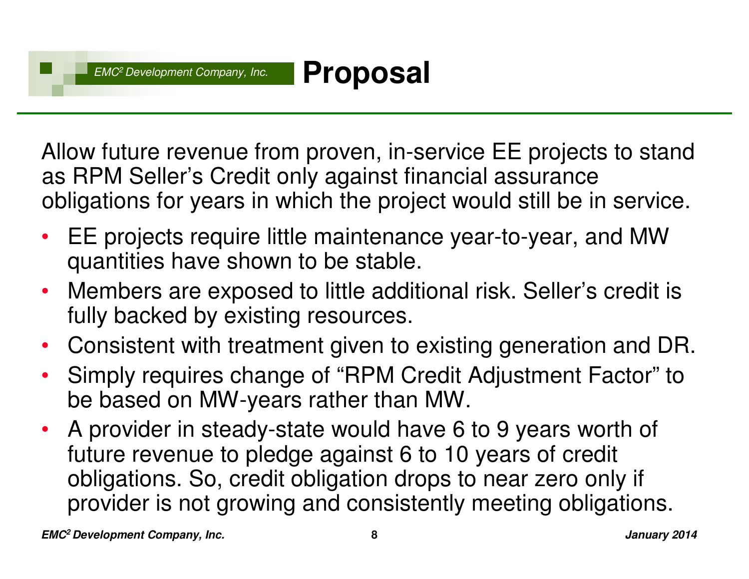# Proposal

Allow future revenue from proven, in-service EE projects to stand as RPM Seller's Credit only against financial assurance obligations for years in which the project would still be in service.

- EE projects require little maintenance year-to-year, and MW quantities have shown to be stable.
- Members are exposed to little additional risk. Seller's credit is fully backed by existing resources.
- Consistent with treatment given to existing generation and DR.
- Simply requires change of "RPM Credit Adjustment Factor" to be based on MW-years rather than MW.
- A provider in steady-state would have 6 to 9 years worth of future revenue to pledge against 6 to 10 years of credit obligations. So, credit obligation drops to near zero only if provider is not growing and consistently meeting obligations.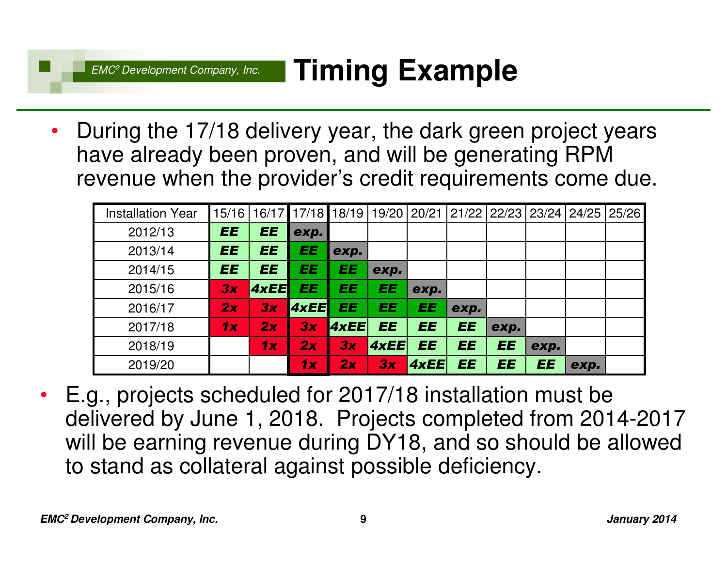# Timing Example

- During the 17/18 delivery year, the dark green project years have already been proven, and will be generating RPM revenue when the provider's credit requirements come due.

| Installation Year | 15/16 | 16/17 | 17/18 | 18/19 | 19/20 | 20/21 | 21/22 | 22/23 | 23/24 | 24/25 | 25/26 |
|---|---|---|---|---|---|---|---|---|---|---|---|
| 2012/13 | EE | EE | exp. | | | | | | | | |
| 2013/14 | EE | EE | EE | exp. | | | | | | | |
| 2014/15 | EE | EE | EE | EE | exp. | | | | | | |
| 2015/16 | 3x | 4xEE | EE | EE | EE | exp. | | | | | |
| 2016/17 | 2x | 3x | 4xEE | EE | EE | EE | exp. | | | | |
| 2017/18 | 1x | 2x | 3x | 4xEE | EE | EE | EE | exp. | | | |
| 2018/19 | | 1x | 2x | 3x | 4xEE | EE | EE | EE | exp. | | |
| 2019/20 | | | 1x | 2x | 3x | 4xEE | EE | EE | EE | exp. | |

- E.g., projects scheduled for 2017/18 installation must be delivered by June 1, 2018. Projects completed from 2014-2017 will be earning revenue during DY18, and so should be allowed to stand as collateral against possible deficiency.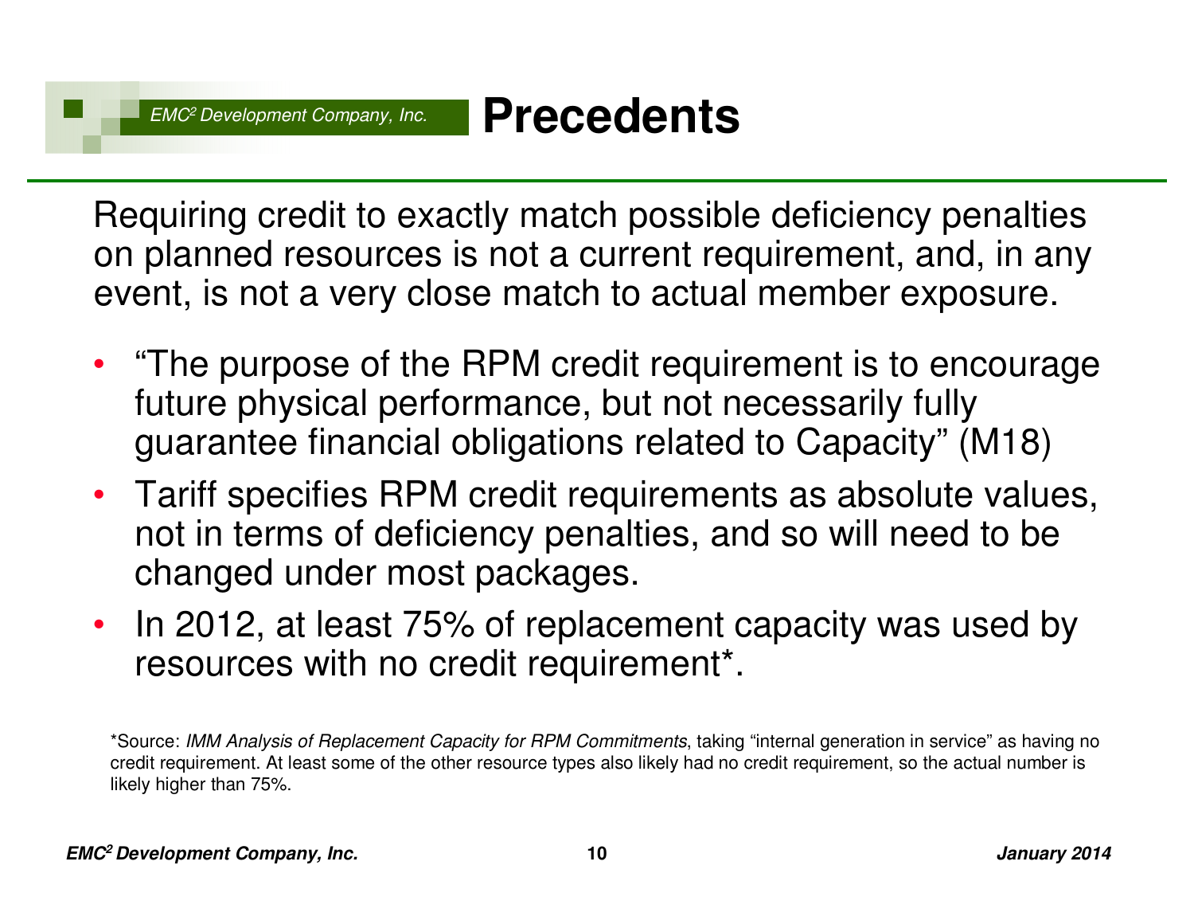# Precedents

Requiring credit to exactly match possible deficiency penalties on planned resources is not a current requirement, and, in any event, is not a very close match to actual member exposure.

- "The purpose of the RPM credit requirement is to encourage future physical performance, but not necessarily fully guarantee financial obligations related to Capacity" (M18)
- Tariff specifies RPM credit requirements as absolute values, not in terms of deficiency penalties, and so will need to be changed under most packages.
- In 2012, at least 75% of replacement capacity was used by resources with no credit requirement*.

*Source: *IMM Analysis of Replacement Capacity for RPM Commitments*, taking "internal generation in service" as having no credit requirement. At least some of the other resource types also likely had no credit requirement, so the actual number is likely higher than 75%.